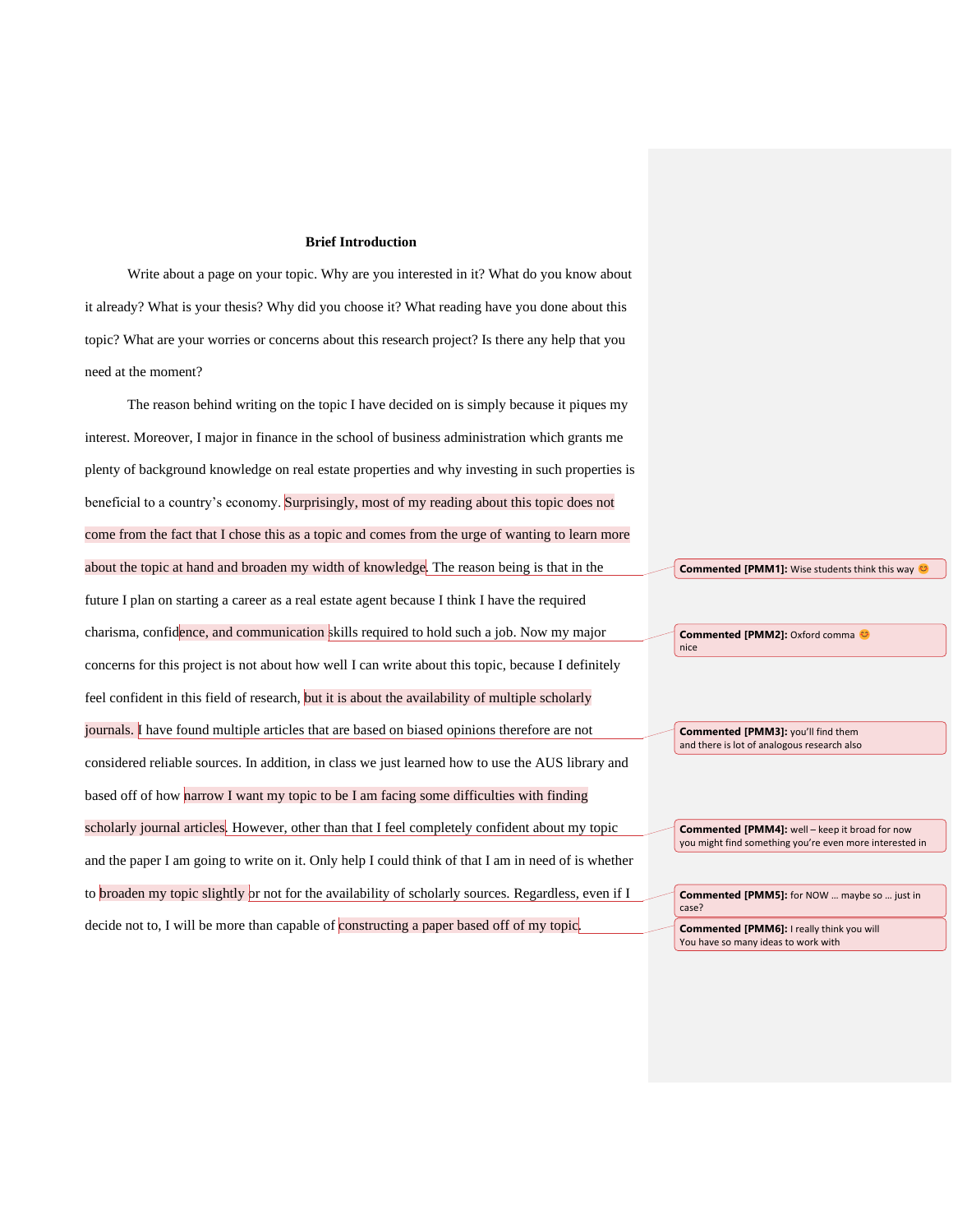**Brief Introduction**

Write about a page on your topic. Why are you interested in it? What do you know about it already? What is your thesis? Why did you choose it? What reading have you done about this topic? What are your worries or concerns about this research project? Is there any help that you need at the moment?

The reason behind writing on the topic I have decided on is simply because it piques my interest. Moreover, I major in finance in the school of business administration which grants me plenty of background knowledge on real estate properties and why investing in such properties is beneficial to a country's economy. Surprisingly, most of my reading about this topic does not come from the fact that I chose this as a topic and comes from the urge of wanting to learn more about the topic at hand and broaden my width of knowledge. The reason being is that in the future I plan on starting a career as a real estate agent because I think I have the required charisma, confidence, and communication skills required to hold such a job. Now my major concerns for this project is not about how well I can write about this topic, because I definitely feel confident in this field of research, but it is about the availability of multiple scholarly journals. I have found multiple articles that are based on biased opinions therefore are not considered reliable sources. In addition, in class we just learned how to use the AUS library and based off of how narrow I want my topic to be I am facing some difficulties with finding scholarly journal articles. However, other than that I feel completely confident about my topic and the paper I am going to write on it. Only help I could think of that I am in need of is whether to broaden my topic slightly or not for the availability of scholarly sources. Regardless, even if I decide not to, I will be more than capable of constructing a paper based off of my topic.

**Commented [PMM1]:** Wise students think this way 😊

**Commented [PMM2]:** Oxford comma 😊
nice

**Commented [PMM3]:** you'll find them
and there is lot of analogous research also

**Commented [PMM4]:** well – keep it broad for now
you might find something you're even more interested in

**Commented [PMM5]:** for NOW … maybe so … just in case?

**Commented [PMM6]:** I really think you will
You have so many ideas to work with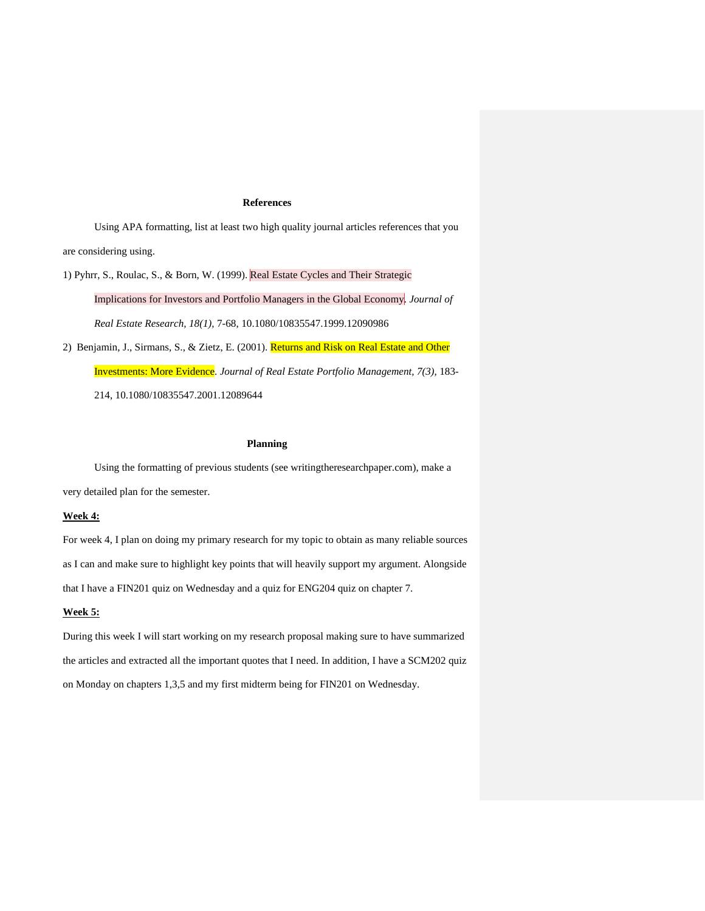**References**

Using APA formatting, list at least two high quality journal articles references that you are considering using.

1) Pyhrr, S., Roulac, S., & Born, W. (1999). Real Estate Cycles and Their Strategic Implications for Investors and Portfolio Managers in the Global Economy. *Journal of Real Estate Research, 18(1)*, 7-68, 10.1080/10835547.1999.12090986

2) Benjamin, J., Sirmans, S., & Zietz, E. (2001). Returns and Risk on Real Estate and Other Investments: More Evidence. *Journal of Real Estate Portfolio Management, 7(3)*, 183-214, 10.1080/10835547.2001.12089644

**Planning**

Using the formatting of previous students (see writingtheresearchpaper.com), make a very detailed plan for the semester.

**Week 4:**

For week 4, I plan on doing my primary research for my topic to obtain as many reliable sources as I can and make sure to highlight key points that will heavily support my argument. Alongside that I have a FIN201 quiz on Wednesday and a quiz for ENG204 quiz on chapter 7.

**Week 5:**

During this week I will start working on my research proposal making sure to have summarized the articles and extracted all the important quotes that I need. In addition, I have a SCM202 quiz on Monday on chapters 1,3,5 and my first midterm being for FIN201 on Wednesday.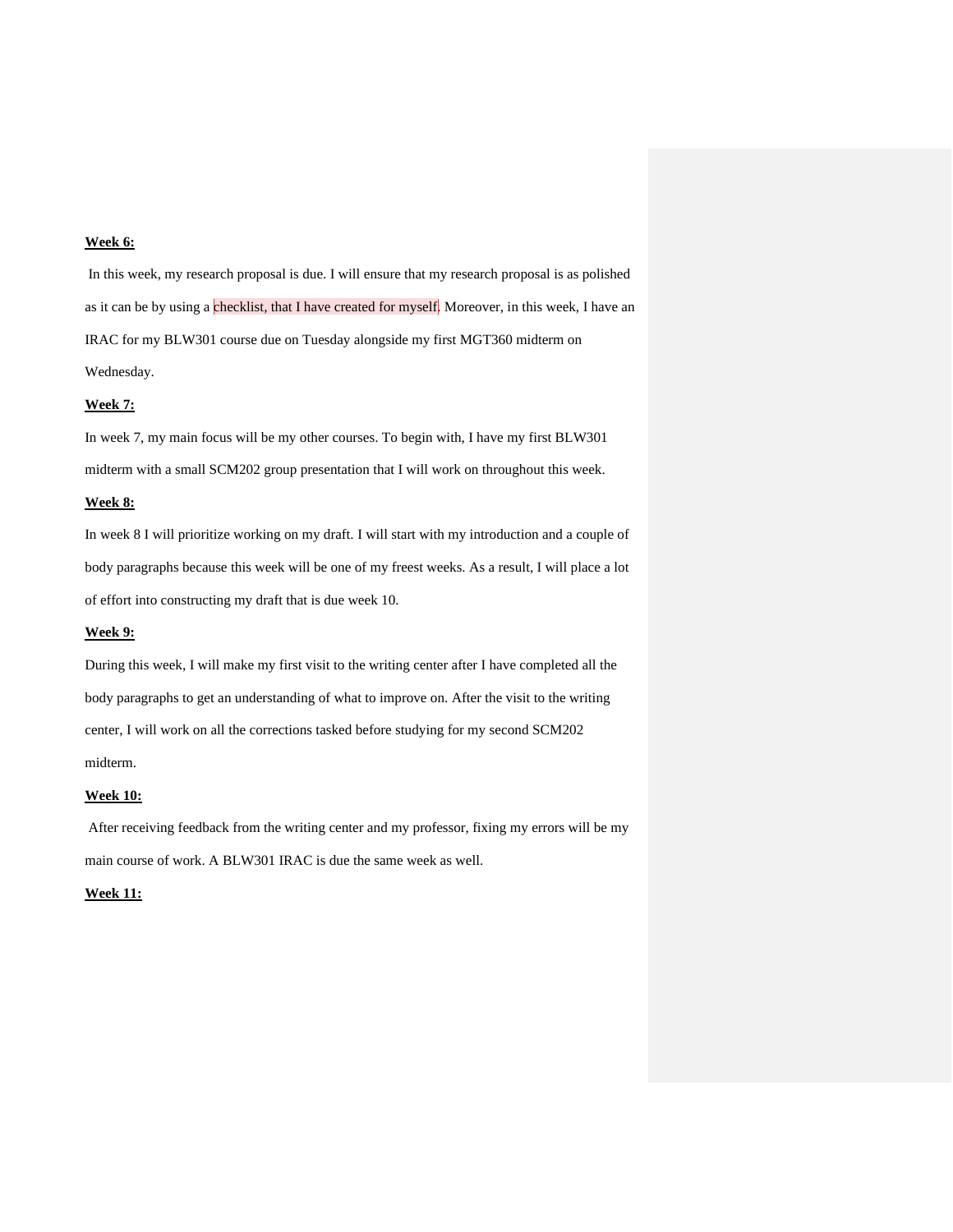**Week 6:**

In this week, my research proposal is due. I will ensure that my research proposal is as polished as it can be by using a checklist, that I have created for myself. Moreover, in this week, I have an IRAC for my BLW301 course due on Tuesday alongside my first MGT360 midterm on Wednesday.

**Week 7:**

In week 7, my main focus will be my other courses. To begin with, I have my first BLW301 midterm with a small SCM202 group presentation that I will work on throughout this week.

**Week 8:**

In week 8 I will prioritize working on my draft. I will start with my introduction and a couple of body paragraphs because this week will be one of my freest weeks. As a result, I will place a lot of effort into constructing my draft that is due week 10.

**Week 9:**

During this week, I will make my first visit to the writing center after I have completed all the body paragraphs to get an understanding of what to improve on. After the visit to the writing center, I will work on all the corrections tasked before studying for my second SCM202 midterm.

**Week 10:**

After receiving feedback from the writing center and my professor, fixing my errors will be my main course of work. A BLW301 IRAC is due the same week as well.

**Week 11:**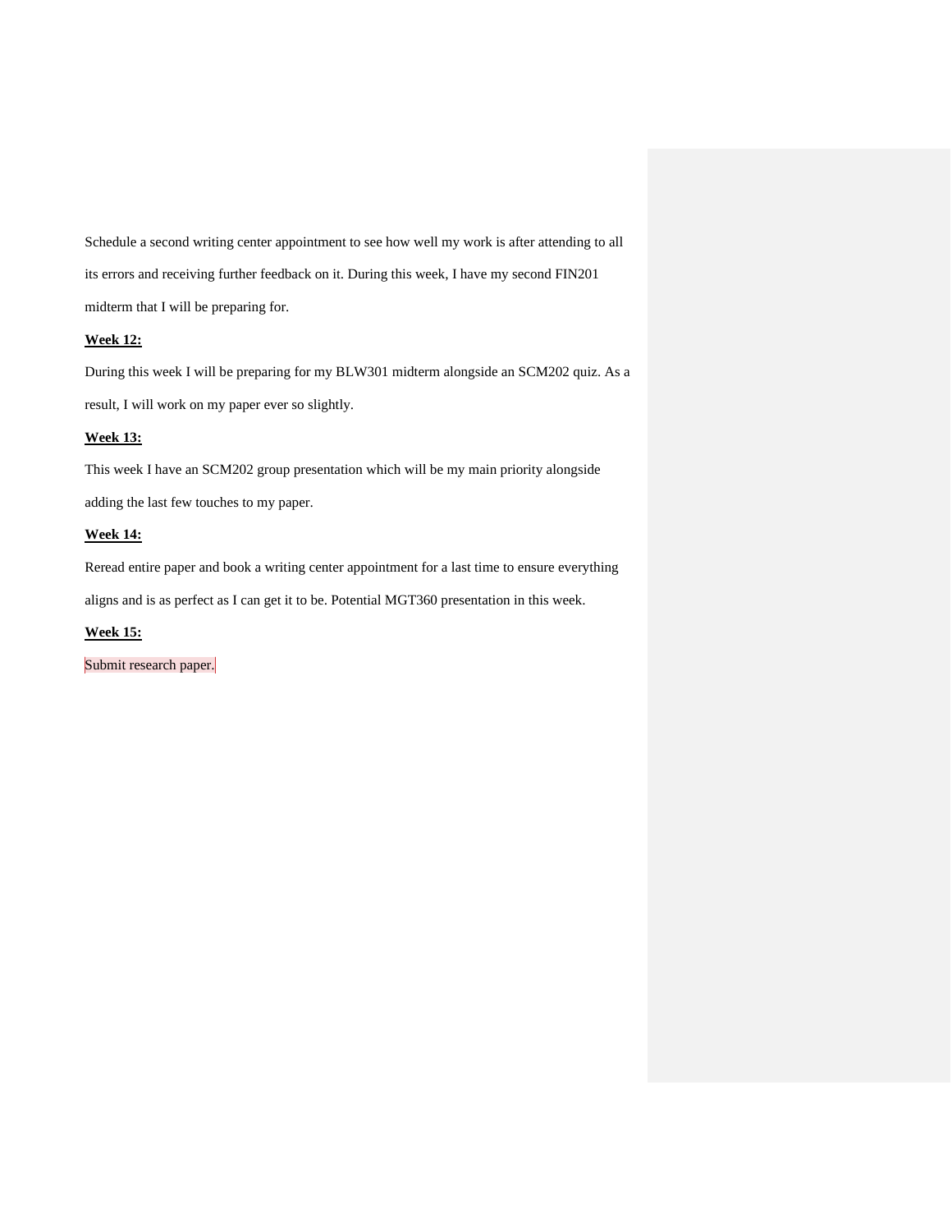Schedule a second writing center appointment to see how well my work is after attending to all its errors and receiving further feedback on it. During this week, I have my second FIN201 midterm that I will be preparing for.

**Week 12:**

During this week I will be preparing for my BLW301 midterm alongside an SCM202 quiz. As a result, I will work on my paper ever so slightly.

**Week 13:**

This week I have an SCM202 group presentation which will be my main priority alongside adding the last few touches to my paper.

**Week 14:**

Reread entire paper and book a writing center appointment for a last time to ensure everything aligns and is as perfect as I can get it to be. Potential MGT360 presentation in this week.

**Week 15:**

Submit research paper.